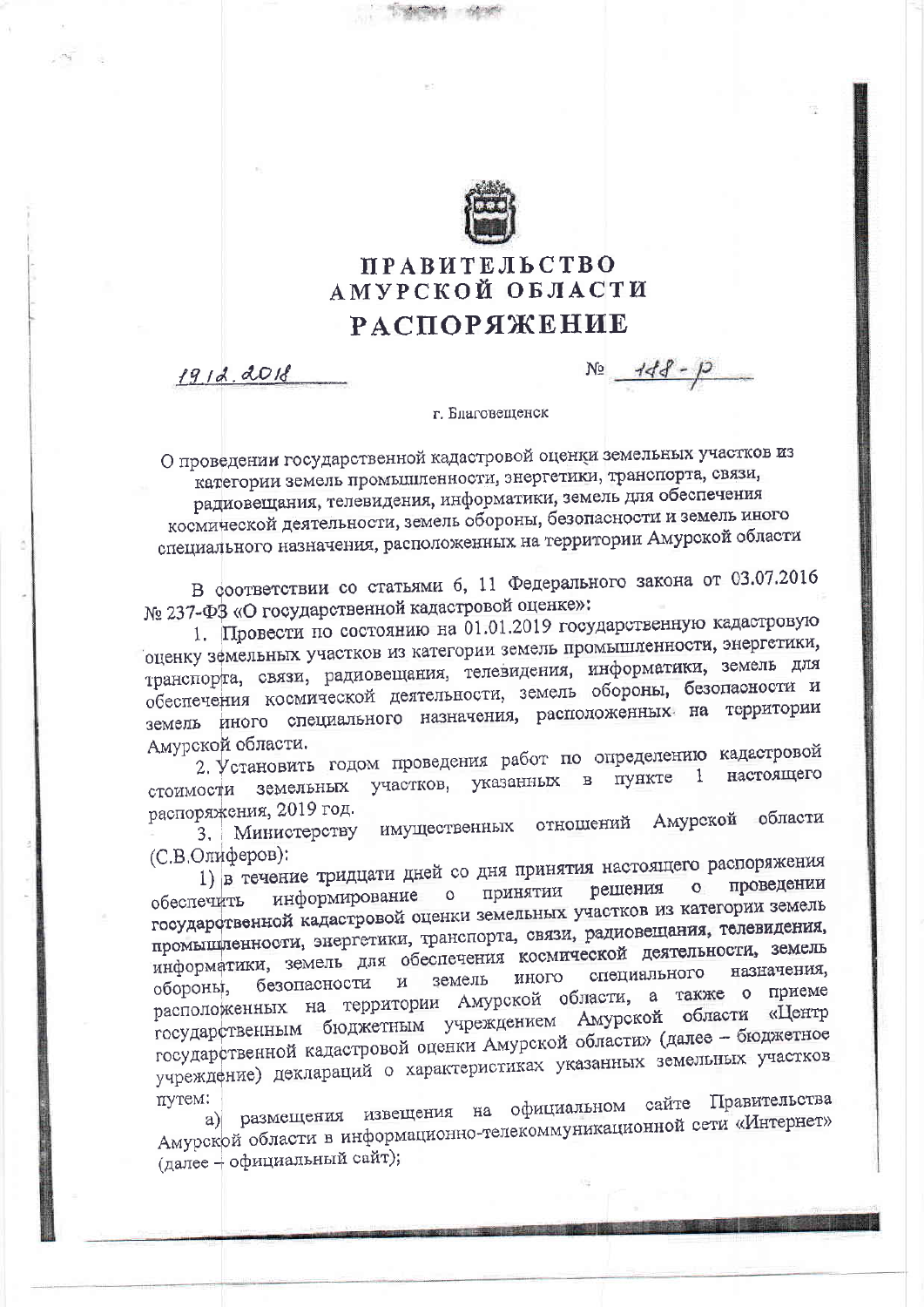# ПРАВИТЕЛЬСТВО АМУРСКОЙ ОБЛАСТИ

# РАСПОРЯЖЕНИЕ

19.12.2018 № 148-р

г. Благовещенск

**О проведении государственной кадастровой оценки земельных участков из категории земель промышленности, энергетики, транспорта, связи, радиовещания, телевидения, информатики, земель для обеспечения космической деятельности, земель обороны, безопасности и земель иного специального назначения, расположенных на территории Амурской области**

В соответствии со статьями 6, 11 Федерального закона от 03.07.2016 № 237-ФЗ «О государственной кадастровой оценке»:

1. Провести по состоянию на 01.01.2019 государственную кадастровую оценку земельных участков из категории земель промышленности, энергетики, транспорта, связи, радиовещания, телевидения, информатики, земель для обеспечения космической деятельности, земель обороны, безопасности и земель иного специального назначения, расположенных на территории Амурской области.

2. Установить годом проведения работ по определению кадастровой стоимости земельных участков, указанных в пункте 1 настоящего распоряжения, 2019 год.

3. Министерству имущественных отношений Амурской области (С.В.Олиферов):

1) в течение тридцати дней со дня принятия настоящего распоряжения обеспечить информирование о принятии решения о проведении государственной кадастровой оценки земельных участков из категории земель промышленности, энергетики, транспорта, связи, радиовещания, телевидения, информатики, земель для обеспечения космической деятельности, земель обороны, безопасности и земель иного специального назначения, расположенных на территории Амурской области, а также о приеме государственным бюджетным учреждением Амурской области «Центр государственной кадастровой оценки Амурской области» (далее – бюджетное учреждение) деклараций о характеристиках указанных земельных участков путем:

а) размещения извещения на официальном сайте Правительства Амурской области в информационно-телекоммуникационной сети «Интернет» (далее – официальный сайт);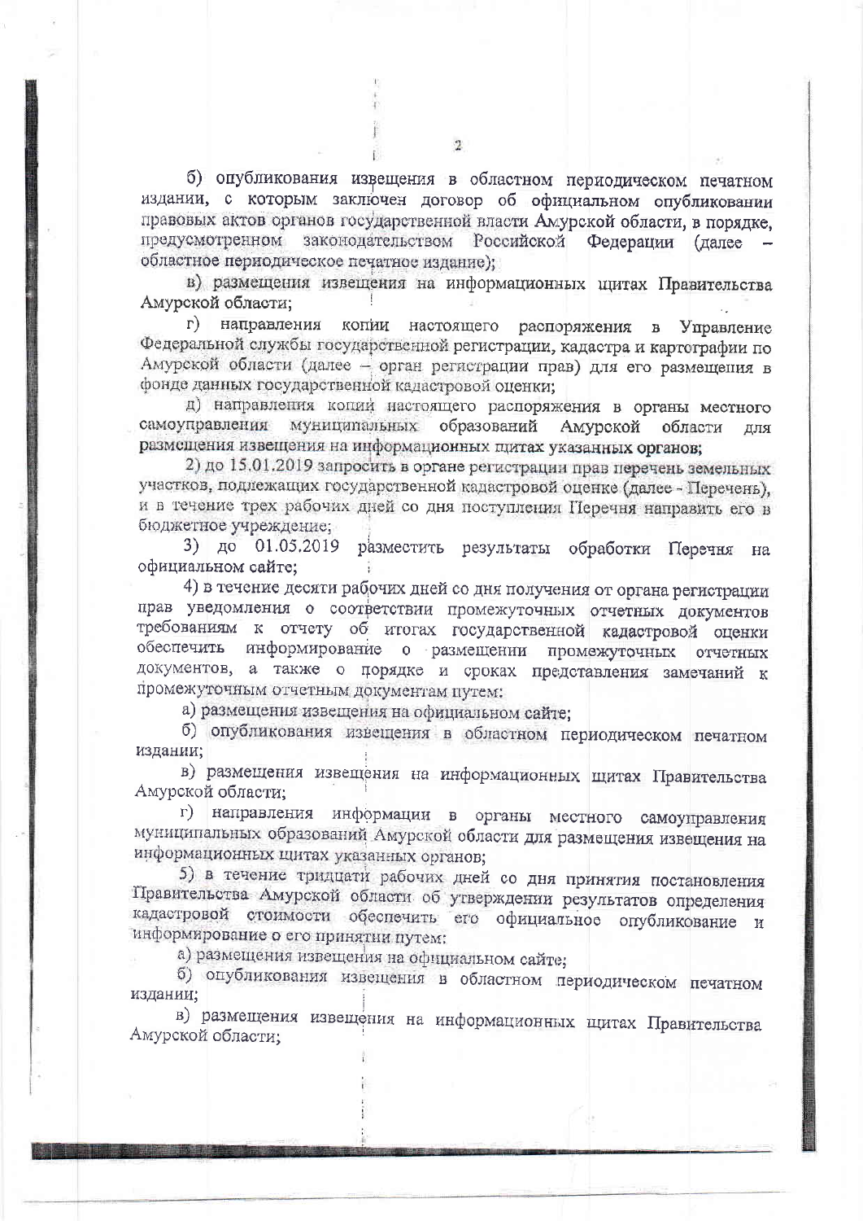б) опубликования извещения в областном периодическом печатном издании, с которым заключен договор об официальном опубликовании правовых актов органов государственной власти Амурской области, в порядке, предусмотренном законодательством Российской Федерации (далее – областное периодическое печатное издание);

в) размещения извещения на информационных щитах Правительства Амурской области;

г) направления копии настоящего распоряжения в Управление Федеральной службы государственной регистрации, кадастра и картографии по Амурской области (далее – орган регистрации прав) для его размещения в фонде данных государственной кадастровой оценки;

д) направления копии настоящего распоряжения в органы местного самоуправления муниципальных образований Амурской области для размещения извещения на информационных щитах указанных органов;

2) до 15.01.2019 запросить в органе регистрации прав перечень земельных участков, подлежащих государственной кадастровой оценке (далее - Перечень), и в течение трех рабочих дней со дня поступления Перечня направить его в бюджетное учреждение;

3) до 01.05.2019 разместить результаты обработки Перечня на официальном сайте;

4) в течение десяти рабочих дней со дня получения от органа регистрации прав уведомления о соответствии промежуточных отчетных документов требованиям к отчету об итогах государственной кадастровой оценки обеспечить информирование о размещении промежуточных отчетных документов, а также о порядке и сроках представления замечаний к промежуточным отчетным документам путем:

а) размещения извещения на официальном сайте;

б) опубликования извещения в областном периодическом печатном издании;

в) размещения извещения на информационных щитах Правительства Амурской области;

г) направления информации в органы местного самоуправления муниципальных образований Амурской области для размещения извещения на информационных щитах указанных органов;

5) в течение тридцати рабочих дней со дня принятия постановления Правительства Амурской области об утверждении результатов определения кадастровой стоимости обеспечить его официальное опубликование и информирование о его принятии путем:

а) размещения извещения на официальном сайте;

б) опубликования извещения в областном периодическом печатном издании;

в) размещения извещения на информационных щитах Правительства Амурской области;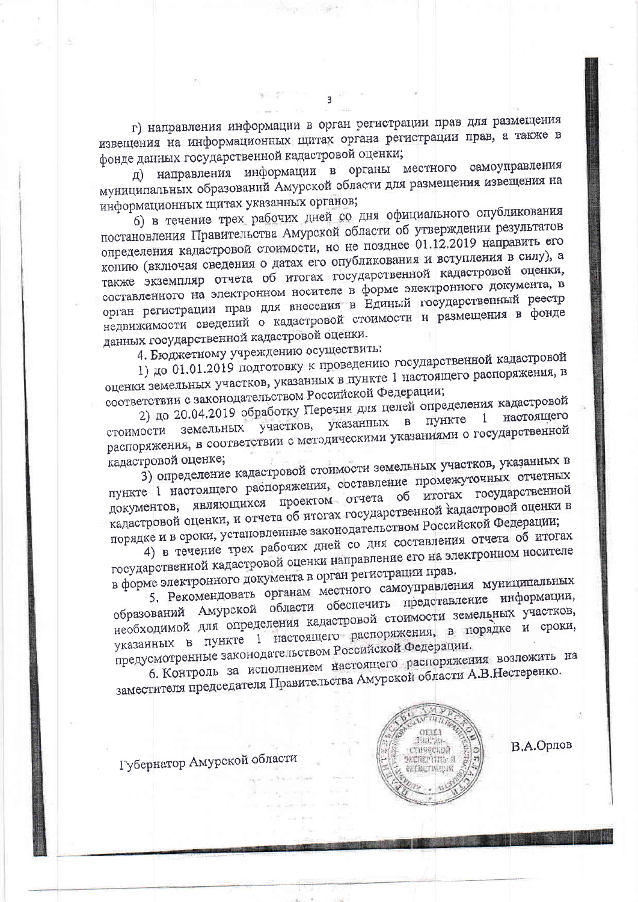г) направления информации в орган регистрации прав для размещения извещения на информационных щитах органа регистрации прав, а также в фонде данных государственной кадастровой оценки;

д) направления информации в органы местного самоуправления муниципальных образований Амурской области для размещения извещения на информационных щитах указанных органов;

б) в течение трех рабочих дней со дня официального опубликования постановления Правительства Амурской области об утверждении результатов определения кадастровой стоимости, но не позднее 01.12.2019 направить его копию (включая сведения о датах его опубликования и вступления в силу), а также экземпляр отчета об итогах государственной кадастровой оценки, составленного на электронном носителе в форме электронного документа, в орган регистрации прав для внесения в Единый государственный реестр недвижимости сведений о кадастровой стоимости и размещения в фонде данных государственной кадастровой оценки.

4. Бюджетному учреждению осуществить:

1) до 01.01.2019 подготовку к проведению государственной кадастровой оценки земельных участков, указанных в пункте 1 настоящего распоряжения, в соответствии с законодательством Российской Федерации;

2) до 20.04.2019 обработку Перечня для целей определения кадастровой стоимости земельных участков, указанных в пункте 1 настоящего распоряжения, в соответствии с методическими указаниями о государственной кадастровой оценке;

3) определение кадастровой стоимости земельных участков, указанных в пункте 1 настоящего распоряжения, составление промежуточных отчетных документов, являющихся проектом отчета об итогах государственной кадастровой оценки, и отчета об итогах государственной кадастровой оценки в порядке и в сроки, установленные законодательством Российской Федерации;

4) в течение трех рабочих дней со дня составления отчета об итогах государственной кадастровой оценки направление его на электронном носителе в форме электронного документа в орган регистрации прав.

5. Рекомендовать органам местного самоуправления муниципальных образований Амурской области обеспечить представление информации, необходимой для определения кадастровой стоимости земельных участков, указанных в пункте 1 настоящего распоряжения, в порядке и сроки, предусмотренные законодательством Российской Федерации.

6. Контроль за исполнением настоящего распоряжения возложить на заместителя председателя Правительства Амурской области А.В.Нестеренко.

Губернатор Амурской области В.А.Орлов